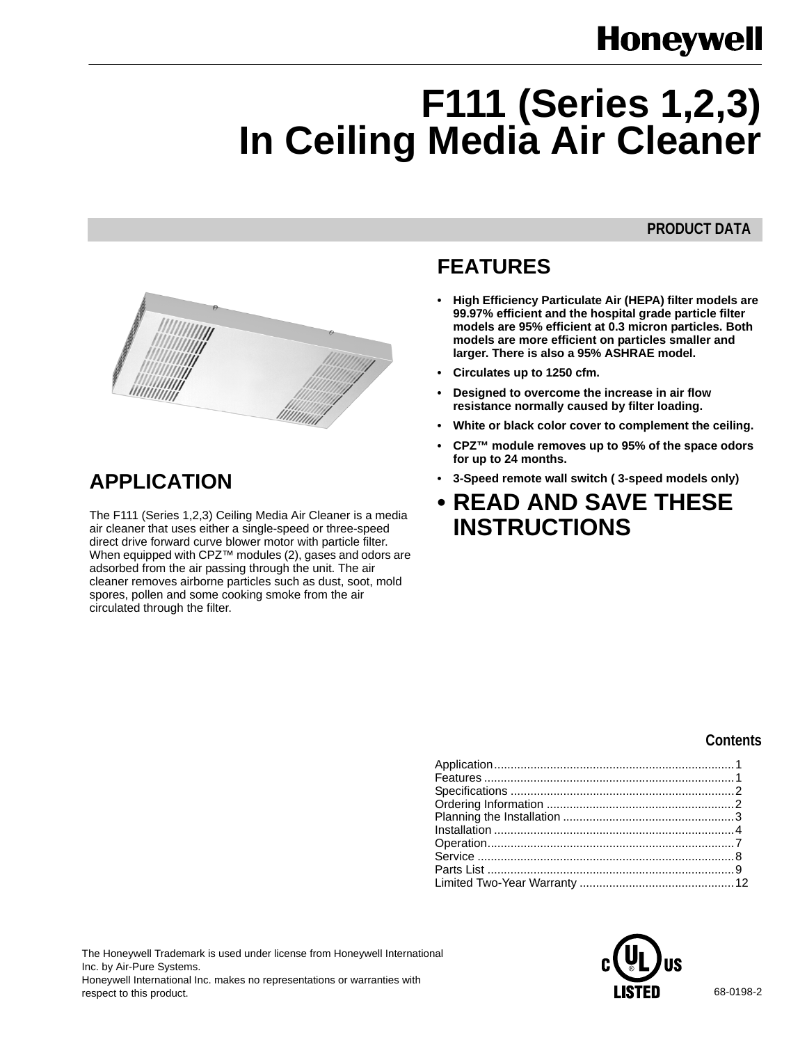Honeywell

# F111 (Series 1,2,3) In Ceiling Media Air Cleaner

PRODUCT DATA

## APPLICATION

The F111 (Series 1,2,3) Ceiling Media Air Cleaner is a media air cleaner that uses either a single-speed or three-speed direct drive forward curve blower motor with particle filter. When equipped with CPZ™ modules (2), gases and odors are adsorbed from the air passing through the unit. The air cleaner removes airborne particles such as dust, soot, mold spores, pollen and some cooking smoke from the air circulated through the filter.

## FEATURES

- **High Efficiency Particulate Air (HEPA) filter models are 99.97% efficient and the hospital grade particle filter models are 95% efficient at 0.3 micron particles. Both models are more efficient on particles smaller and larger. There is also a 95% ASHRAE model.**
- **Circulates up to 1250 cfm.**
- **Designed to overcome the increase in air flow resistance normally caused by filter loading.**
- **White or black color cover to complement the ceiling.**
- **CPZ™ module removes up to 95% of the space odors for up to 24 months.**
- **3-Speed remote wall switch ( 3-speed models only)**
- **READ AND SAVE THESE INSTRUCTIONS**

### Contents

| | |
|---|---|
| Application | 1 |
| Features | 1 |
| Specifications | 2 |
| Ordering Information | 2 |
| Planning the Installation | 3 |
| Installation | 4 |
| Operation | 7 |
| Service | 8 |
| Parts List | 9 |
| Limited Two-Year Warranty | 12 |

The Honeywell Trademark is used under license from Honeywell International Inc. by Air-Pure Systems.
Honeywell International Inc. makes no representations or warranties with respect to this product.

C UL US LISTED

68-0198-2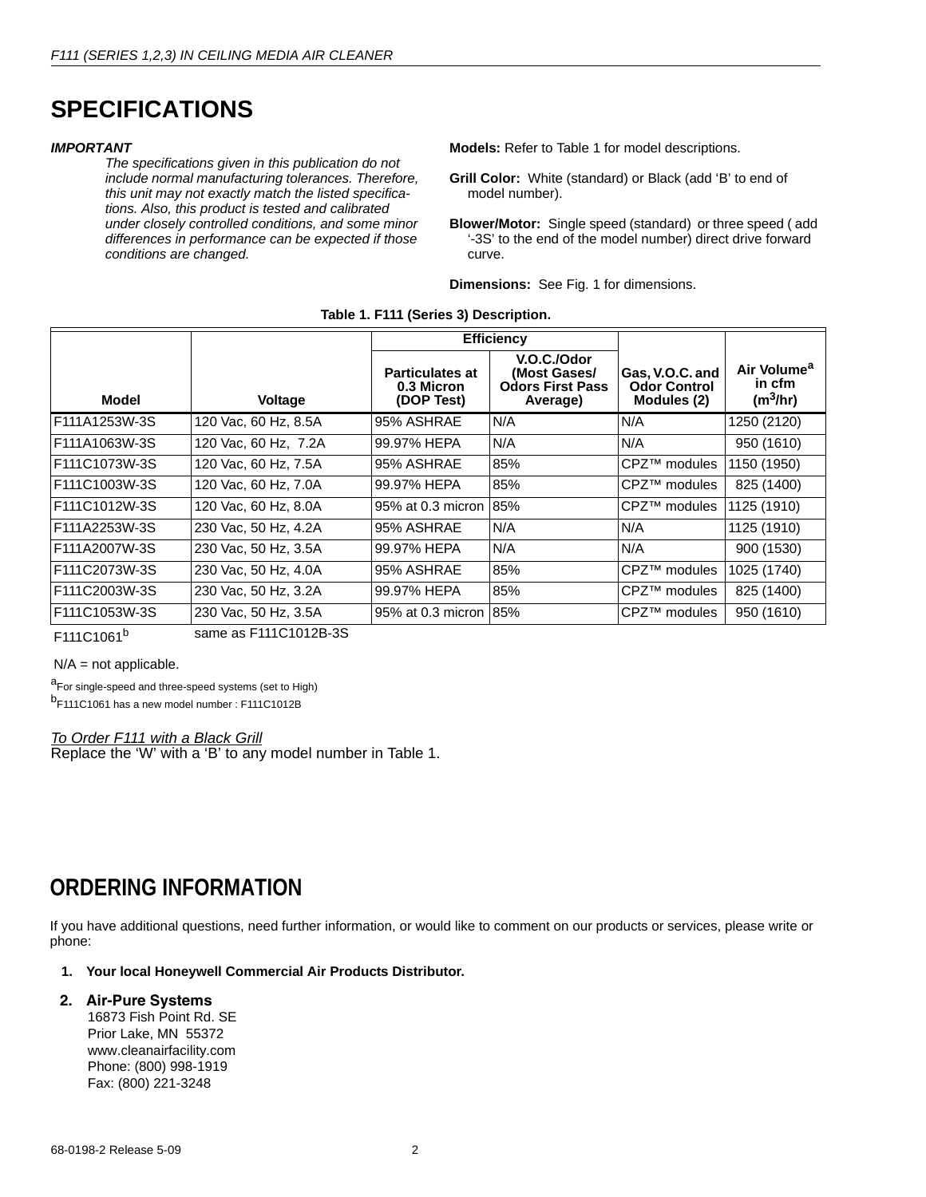// SPECIFICATIONS

***IMPORTANT***

*The specifications given in this publication do not include normal manufacturing tolerances. Therefore, this unit may not exactly match the listed specifications. Also, this product is tested and calibrated under closely controlled conditions, and some minor differences in performance can be expected if those conditions are changed.*

**Models:** Refer to Table 1 for model descriptions.

**Grill Color:** White (standard) or Black (add 'B' to end of model number).

**Blower/Motor:** Single speed (standard) or three speed ( add '-3S' to the end of the model number) direct drive forward curve.

**Dimensions:** See Fig. 1 for dimensions.

**Table 1. F111 (Series 3) Description.**

| Model | Voltage | Efficiency | | Gas, V.O.C. and Odor Control Modules (2) | Air Volume[a] in cfm ($m^3$/hr) |
|---|---|---|---|---|---|
| | | Particulates at 0.3 Micron (DOP Test) | V.O.C./Odor (Most Gases/ Odors First Pass Average) | | |
| F111A1253W-3S | 120 Vac, 60 Hz, 8.5A | 95% ASHRAE | N/A | N/A | 1250 (2120) |
| F111A1063W-3S | 120 Vac, 60 Hz, 7.2A | 99.97% HEPA | N/A | N/A | 950 (1610) |
| F111C1073W-3S | 120 Vac, 60 Hz, 7.5A | 95% ASHRAE | 85% | CPZ™ modules | 1150 (1950) |
| F111C1003W-3S | 120 Vac, 60 Hz, 7.0A | 99.97% HEPA | 85% | CPZ™ modules | 825 (1400) |
| F111C1012W-3S | 120 Vac, 60 Hz, 8.0A | 95% at 0.3 micron | 85% | CPZ™ modules | 1125 (1910) |
| F111A2253W-3S | 230 Vac, 50 Hz, 4.2A | 95% ASHRAE | N/A | N/A | 1125 (1910) |
| F111A2007W-3S | 230 Vac, 50 Hz, 3.5A | 99.97% HEPA | N/A | N/A | 900 (1530) |
| F111C2073W-3S | 230 Vac, 50 Hz, 4.0A | 95% ASHRAE | 85% | CPZ™ modules | 1025 (1740) |
| F111C2003W-3S | 230 Vac, 50 Hz, 3.2A | 99.97% HEPA | 85% | CPZ™ modules | 825 (1400) |
| F111C1053W-3S | 230 Vac, 50 Hz, 3.5A | 95% at 0.3 micron | 85% | CPZ™ modules | 950 (1610) |
| F111C1061[b] | same as F111C1012B-3S | | | | |

N/A = not applicable.

[a]For single-speed and three-speed systems (set to High)

[b]F111C1061 has a new model number : F111C1012B

<u>To Order F111 with a Black Grill</u>

Replace the 'W' with a 'B' to any model number in Table 1.

# ORDERING INFORMATION

If you have additional questions, need further information, or would like to comment on our products or services, please write or phone:

1. **Your local Honeywell Commercial Air Products Distributor.**
2. **Air-Pure Systems**
   16873 Fish Point Rd. SE
   Prior Lake, MN 55372
   www.cleanairfacility.com
   Phone: (800) 998-1919
   Fax: (800) 221-3248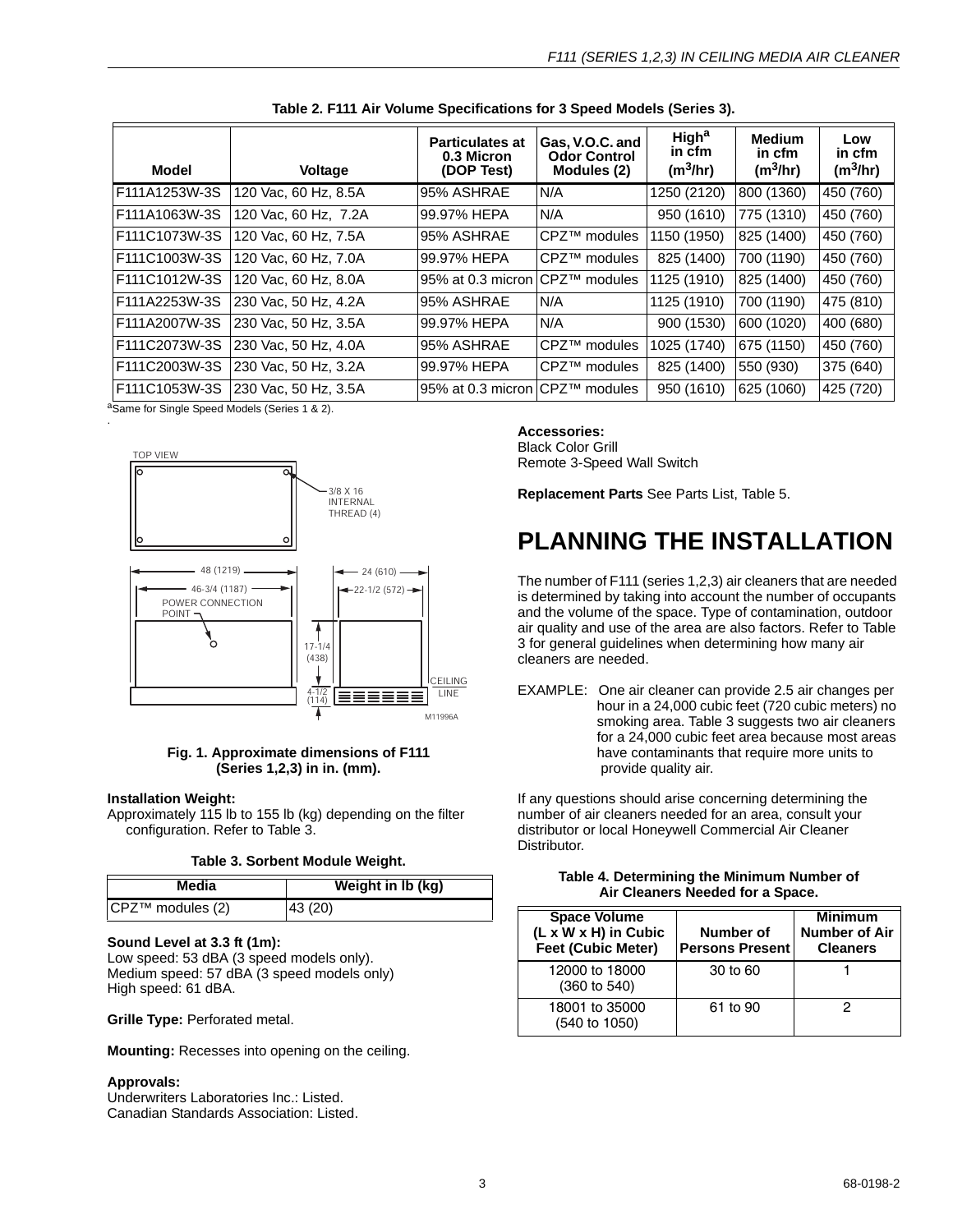**Table 2. F111 Air Volume Specifications for 3 Speed Models (Series 3).**

| Model | Voltage | Particulates at 0.3 Micron (DOP Test) | Gas, V.O.C. and Odor Control Modules (2) | High[a] in cfm ($m^3$/hr) | Medium in cfm ($m^3$/hr) | Low in cfm ($m^3$/hr) |
|---|---|---|---|---|---|---|
| F111A1253W-3S | 120 Vac, 60 Hz, 8.5A | 95% ASHRAE | N/A | 1250 (2120) | 800 (1360) | 450 (760) |
| F111A1063W-3S | 120 Vac, 60 Hz, 7.2A | 99.97% HEPA | N/A | 950 (1610) | 775 (1310) | 450 (760) |
| F111C1073W-3S | 120 Vac, 60 Hz, 7.5A | 95% ASHRAE | CPZ™ modules | 1150 (1950) | 825 (1400) | 450 (760) |
| F111C1003W-3S | 120 Vac, 60 Hz, 7.0A | 99.97% HEPA | CPZ™ modules | 825 (1400) | 700 (1190) | 450 (760) |
| F111C1012W-3S | 120 Vac, 60 Hz, 8.0A | 95% at 0.3 micron | CPZ™ modules | 1125 (1910) | 825 (1400) | 450 (760) |
| F111A2253W-3S | 230 Vac, 50 Hz, 4.2A | 95% ASHRAE | N/A | 1125 (1910) | 700 (1190) | 475 (810) |
| F111A2007W-3S | 230 Vac, 50 Hz, 3.5A | 99.97% HEPA | N/A | 900 (1530) | 600 (1020) | 400 (680) |
| F111C2073W-3S | 230 Vac, 50 Hz, 4.0A | 95% ASHRAE | CPZ™ modules | 1025 (1740) | 675 (1150) | 450 (760) |
| F111C2003W-3S | 230 Vac, 50 Hz, 3.2A | 99.97% HEPA | CPZ™ modules | 825 (1400) | 550 (930) | 375 (640) |
| F111C1053W-3S | 230 Vac, 50 Hz, 3.5A | 95% at 0.3 micron | CPZ™ modules | 950 (1610) | 625 (1060) | 425 (720) |

[a]Same for Single Speed Models (Series 1 & 2).

TOP VIEW

3/8 X 16 INTERNAL THREAD (4)

48 (1219)

46-3/4 (1187)

POWER CONNECTION POINT

24 (610)

22-1/2 (572)

17-1/4 (438)

4-1/2 (114)

CEILING LINE

M11996A

**Fig. 1. Approximate dimensions of F111 (Series 1,2,3) in in. (mm).**

**Installation Weight:**
Approximately 115 lb to 155 lb (kg) depending on the filter configuration. Refer to Table 3.

**Table 3. Sorbent Module Weight.**

| Media | Weight in lb (kg) |
|---|---|
| CPZ™ modules (2) | 43 (20) |

**Sound Level at 3.3 ft (1m):**
Low speed: 53 dBA (3 speed models only).
Medium speed: 57 dBA (3 speed models only)
High speed: 61 dBA.

**Grille Type:** Perforated metal.

**Mounting:** Recesses into opening on the ceiling.

**Approvals:**
Underwriters Laboratories Inc.: Listed.
Canadian Standards Association: Listed.

**Accessories:**
Black Color Grill
Remote 3-Speed Wall Switch

**Replacement Parts** See Parts List, Table 5.

# PLANNING THE INSTALLATION

The number of F111 (series 1,2,3) air cleaners that are needed is determined by taking into account the number of occupants and the volume of the space. Type of contamination, outdoor air quality and use of the area are also factors. Refer to Table 3 for general guidelines when determining how many air cleaners are needed.

EXAMPLE: One air cleaner can provide 2.5 air changes per hour in a 24,000 cubic feet (720 cubic meters) no smoking area. Table 3 suggests two air cleaners for a 24,000 cubic feet area because most areas have contaminants that require more units to provide quality air.

If any questions should arise concerning determining the number of air cleaners needed for an area, consult your distributor or local Honeywell Commercial Air Cleaner Distributor.

**Table 4. Determining the Minimum Number of Air Cleaners Needed for a Space.**

| Space Volume (L x W x H) in Cubic Feet (Cubic Meter) | Number of Persons Present | Minimum Number of Air Cleaners |
|---|---|---|
| 12000 to 18000 (360 to 540) | 30 to 60 | 1 |
| 18001 to 35000 (540 to 1050) | 61 to 90 | 2 |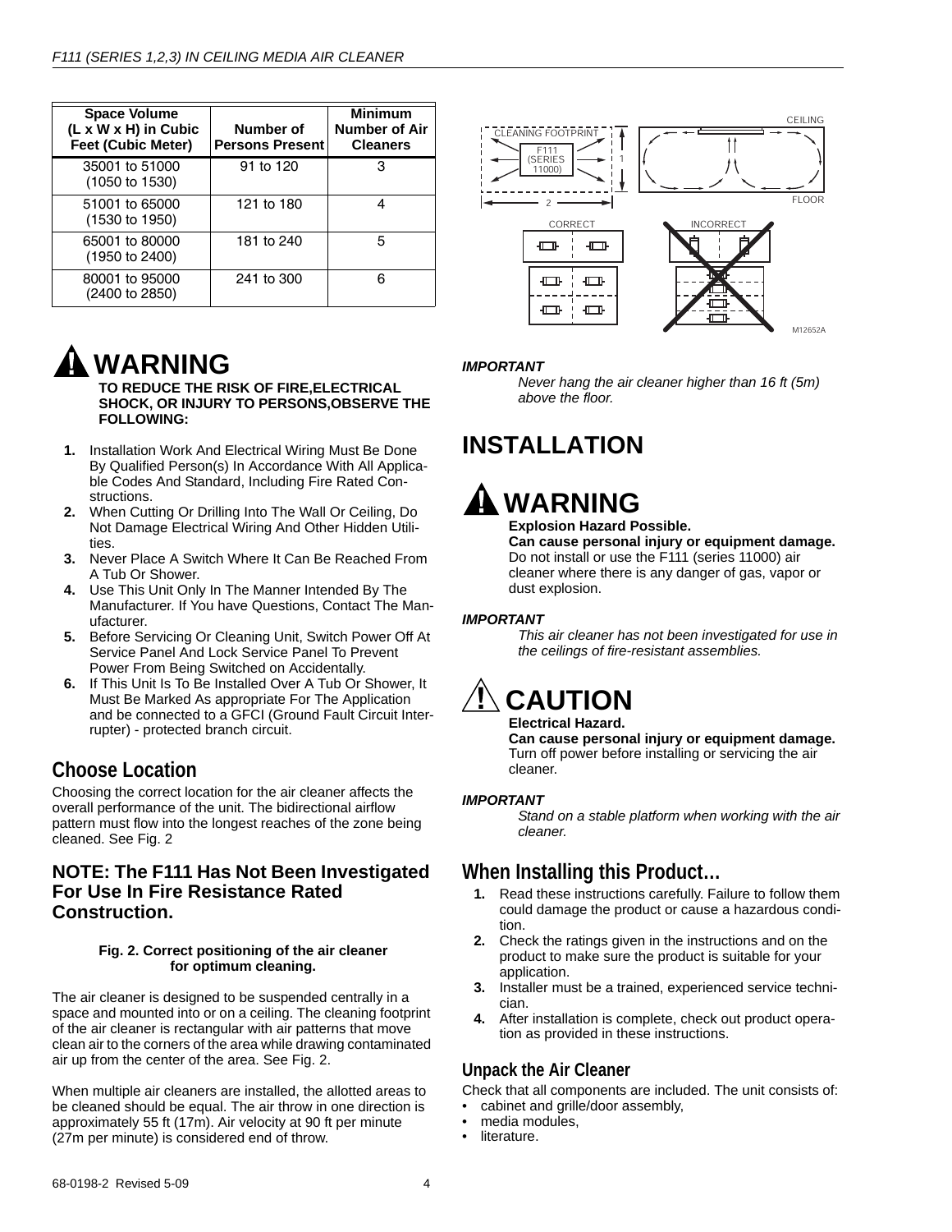| Space Volume (L x W x H) in Cubic Feet (Cubic Meter) | Number of Persons Present | Minimum Number of Air Cleaners |
|---|---|---|
| 35001 to 51000 (1050 to 1530) | 91 to 120 | 3 |
| 51001 to 65000 (1530 to 1950) | 121 to 180 | 4 |
| 65001 to 80000 (1950 to 2400) | 181 to 240 | 5 |
| 80001 to 95000 (2400 to 2850) | 241 to 300 | 6 |

# WARNING

**TO REDUCE THE RISK OF FIRE,ELECTRICAL SHOCK, OR INJURY TO PERSONS,OBSERVE THE FOLLOWING:**

1. Installation Work And Electrical Wiring Must Be Done By Qualified Person(s) In Accordance With All Applicable Codes And Standard, Including Fire Rated Constructions.
2. When Cutting Or Drilling Into The Wall Or Ceiling, Do Not Damage Electrical Wiring And Other Hidden Utilities.
3. Never Place A Switch Where It Can Be Reached From A Tub Or Shower.
4. Use This Unit Only In The Manner Intended By The Manufacturer. If You have Questions, Contact The Manufacturer.
5. Before Servicing Or Cleaning Unit, Switch Power Off At Service Panel And Lock Service Panel To Prevent Power From Being Switched on Accidentally.
6. If This Unit Is To Be Installed Over A Tub Or Shower, It Must Be Marked As appropriate For The Application and be connected to a GFCI (Ground Fault Circuit Interrupter) - protected branch circuit.

## Choose Location

Choosing the correct location for the air cleaner affects the overall performance of the unit. The bidirectional airflow pattern must flow into the longest reaches of the zone being cleaned. See Fig. 2

### NOTE: The F111 Has Not Been Investigated For Use In Fire Resistance Rated Construction.

CLEANING FOOTPRINT F111 (SERIES 11000) 1 2 CEILING FLOOR CORRECT INCORRECT M12652A

**Fig. 2. Correct positioning of the air cleaner for optimum cleaning.**

The air cleaner is designed to be suspended centrally in a space and mounted into or on a ceiling. The cleaning footprint of the air cleaner is rectangular with air patterns that move clean air to the corners of the area while drawing contaminated air up from the center of the area. See Fig. 2.

When multiple air cleaners are installed, the allotted areas to be cleaned should be equal. The air throw in one direction is approximately 55 ft (17m). Air velocity at 90 ft per minute (27m per minute) is considered end of throw.

***IMPORTANT***

*Never hang the air cleaner higher than 16 ft (5m) above the floor.*

# INSTALLATION

# WARNING

**Explosion Hazard Possible.**
**Can cause personal injury or equipment damage.**
Do not install or use the F111 (series 11000) air cleaner where there is any danger of gas, vapor or dust explosion.

***IMPORTANT***

*This air cleaner has not been investigated for use in the ceilings of fire-resistant assemblies.*

# CAUTION

**Electrical Hazard.**
**Can cause personal injury or equipment damage.**
Turn off power before installing or servicing the air cleaner.

***IMPORTANT***

*Stand on a stable platform when working with the air cleaner.*

## When Installing this Product…

1. Read these instructions carefully. Failure to follow them could damage the product or cause a hazardous condition.
2. Check the ratings given in the instructions and on the product to make sure the product is suitable for your application.
3. Installer must be a trained, experienced service technician.
4. After installation is complete, check out product operation as provided in these instructions.

### Unpack the Air Cleaner

Check that all components are included. The unit consists of:
- cabinet and grille/door assembly,
- media modules,
- literature.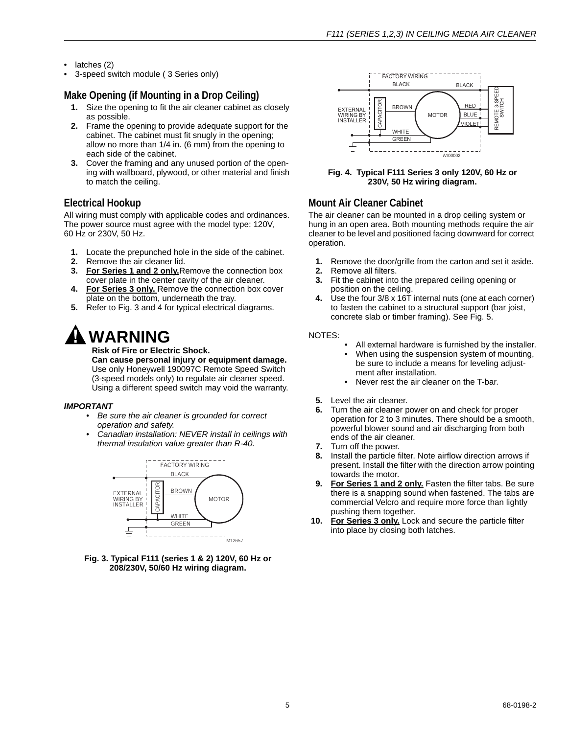- latches (2)
- 3-speed switch module ( 3 Series only)

## Make Opening (if Mounting in a Drop Ceiling)

1. Size the opening to fit the air cleaner cabinet as closely as possible.
2. Frame the opening to provide adequate support for the cabinet. The cabinet must fit snugly in the opening; allow no more than 1/4 in. (6 mm) from the opening to each side of the cabinet.
3. Cover the framing and any unused portion of the opening with wallboard, plywood, or other material and finish to match the ceiling.

## Electrical Hookup

All wiring must comply with applicable codes and ordinances. The power source must agree with the model type: 120V, 60 Hz or 230V, 50 Hz.

1. Locate the prepunched hole in the side of the cabinet.
2. Remove the air cleaner lid.
3. **For Series 1 and 2 only.** Remove the connection box cover plate in the center cavity of the air cleaner.
4. **For Series 3 only.** Remove the connection box cover plate on the bottom, underneath the tray.
5. Refer to Fig. 3 and 4 for typical electrical diagrams.

# WARNING

**Risk of Fire or Electric Shock.**
**Can cause personal injury or equipment damage.**
Use only Honeywell 190097C Remote Speed Switch (3-speed models only) to regulate air cleaner speed. Using a different speed switch may void the warranty.

***IMPORTANT***

- *Be sure the air cleaner is grounded for correct operation and safety.*
- *Canadian installation: NEVER install in ceilings with thermal insulation value greater than R-40.*

**Fig. 3. Typical F111 (series 1 & 2) 120V, 60 Hz or 208/230V, 50/60 Hz wiring diagram.**

**Fig. 4. Typical F111 Series 3 only 120V, 60 Hz or 230V, 50 Hz wiring diagram.**

## Mount Air Cleaner Cabinet

The air cleaner can be mounted in a drop ceiling system or hung in an open area. Both mounting methods require the air cleaner to be level and positioned facing downward for correct operation.

1. Remove the door/grille from the carton and set it aside.
2. Remove all filters.
3. Fit the cabinet into the prepared ceiling opening or position on the ceiling.
4. Use the four 3/8 x 16T internal nuts (one at each corner) to fasten the cabinet to a structural support (bar joist, concrete slab or timber framing). See Fig. 5.

NOTES:

- All external hardware is furnished by the installer.
- When using the suspension system of mounting, be sure to include a means for leveling adjustment after installation.
- Never rest the air cleaner on the T-bar.

5. Level the air cleaner.
6. Turn the air cleaner power on and check for proper operation for 2 to 3 minutes. There should be a smooth, powerful blower sound and air discharging from both ends of the air cleaner.
7. Turn off the power.
8. Install the particle filter. Note airflow direction arrows if present. Install the filter with the direction arrow pointing towards the motor.
9. **For Series 1 and 2 only.** Fasten the filter tabs. Be sure there is a snapping sound when fastened. The tabs are commercial Velcro and require more force than lightly pushing them together.
10. **For Series 3 only.** Lock and secure the particle filter into place by closing both latches.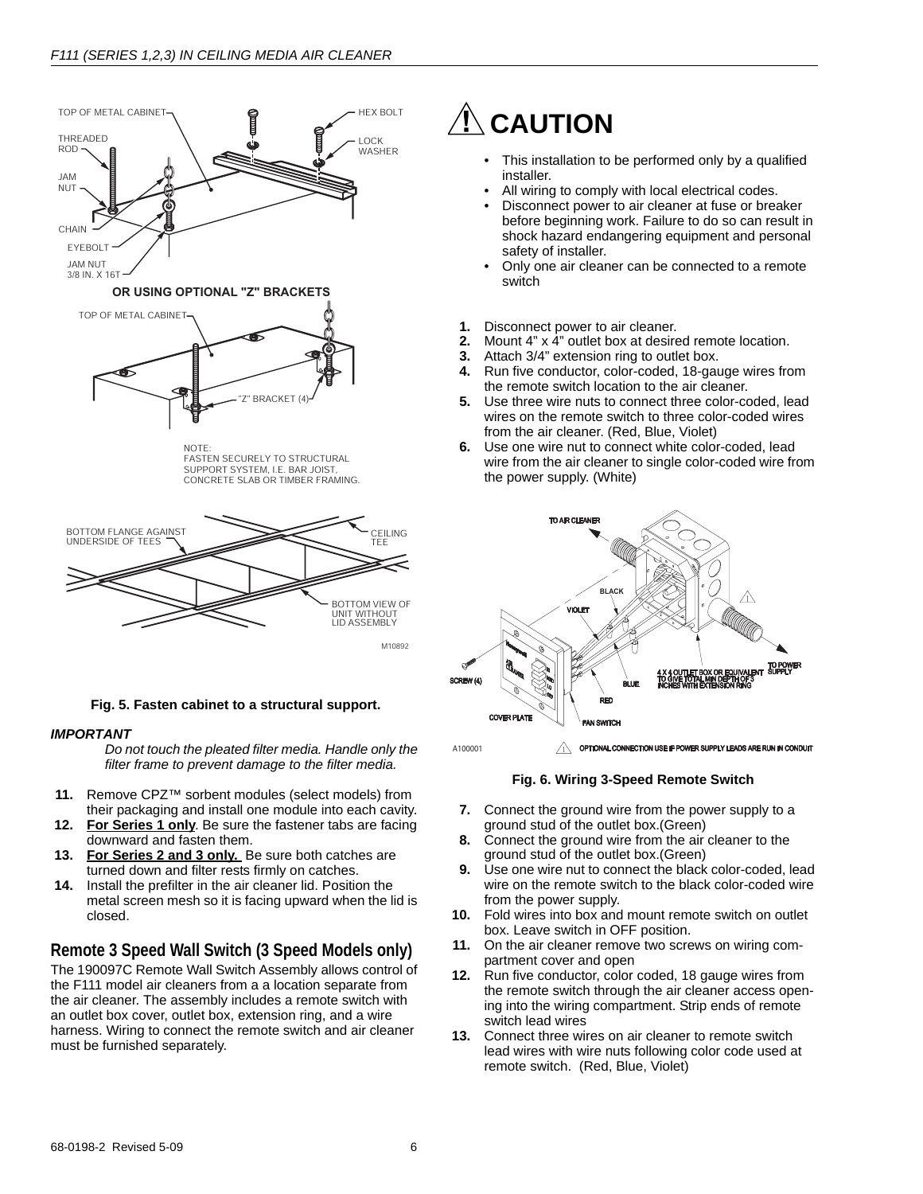Fig. 5. Fasten cabinet to a structural support.

***IMPORTANT***

*Do not touch the pleated filter media. Handle only the filter frame to prevent damage to the filter media.*

11. Remove CPZ™ sorbent modules (select models) from their packaging and install one module into each cavity.
12. **For Series 1 only**. Be sure the fastener tabs are facing downward and fasten them.
13. **For Series 2 and 3 only.** Be sure both catches are turned down and filter rests firmly on catches.
14. Install the prefilter in the air cleaner lid. Position the metal screen mesh so it is facing upward when the lid is closed.

## Remote 3 Speed Wall Switch (3 Speed Models only)

The 190097C Remote Wall Switch Assembly allows control of the F111 model air cleaners from a a location separate from the air cleaner. The assembly includes a remote switch with an outlet box cover, outlet box, extension ring, and a wire harness. Wiring to connect the remote switch and air cleaner must be furnished separately.

# ⚠ CAUTION

- This installation to be performed only by a qualified installer.
- All wiring to comply with local electrical codes.
- Disconnect power to air cleaner at fuse or breaker before beginning work. Failure to do so can result in shock hazard endangering equipment and personal safety of installer.
- Only one air cleaner can be connected to a remote switch

1. Disconnect power to air cleaner.
2. Mount 4” x 4” outlet box at desired remote location.
3. Attach 3/4” extension ring to outlet box.
4. Run five conductor, color-coded, 18-gauge wires from the remote switch location to the air cleaner.
5. Use three wire nuts to connect three color-coded, lead wires on the remote switch to three color-coded wires from the air cleaner. (Red, Blue, Violet)
6. Use one wire nut to connect white color-coded, lead wire from the air cleaner to single color-coded wire from the power supply. (White)

Fig. 6. Wiring 3-Speed Remote Switch

7. Connect the ground wire from the power supply to a ground stud of the outlet box.(Green)
8. Connect the ground wire from the air cleaner to the ground stud of the outlet box.(Green)
9. Use one wire nut to connect the black color-coded, lead wire on the remote switch to the black color-coded wire from the power supply.
10. Fold wires into box and mount remote switch on outlet box. Leave switch in OFF position.
11. On the air cleaner remove two screws on wiring compartment cover and open
12. Run five conductor, color coded, 18 gauge wires from the remote switch through the air cleaner access opening into the wiring compartment. Strip ends of remote switch lead wires
13. Connect three wires on air cleaner to remote switch lead wires with wire nuts following color code used at remote switch. (Red, Blue, Violet)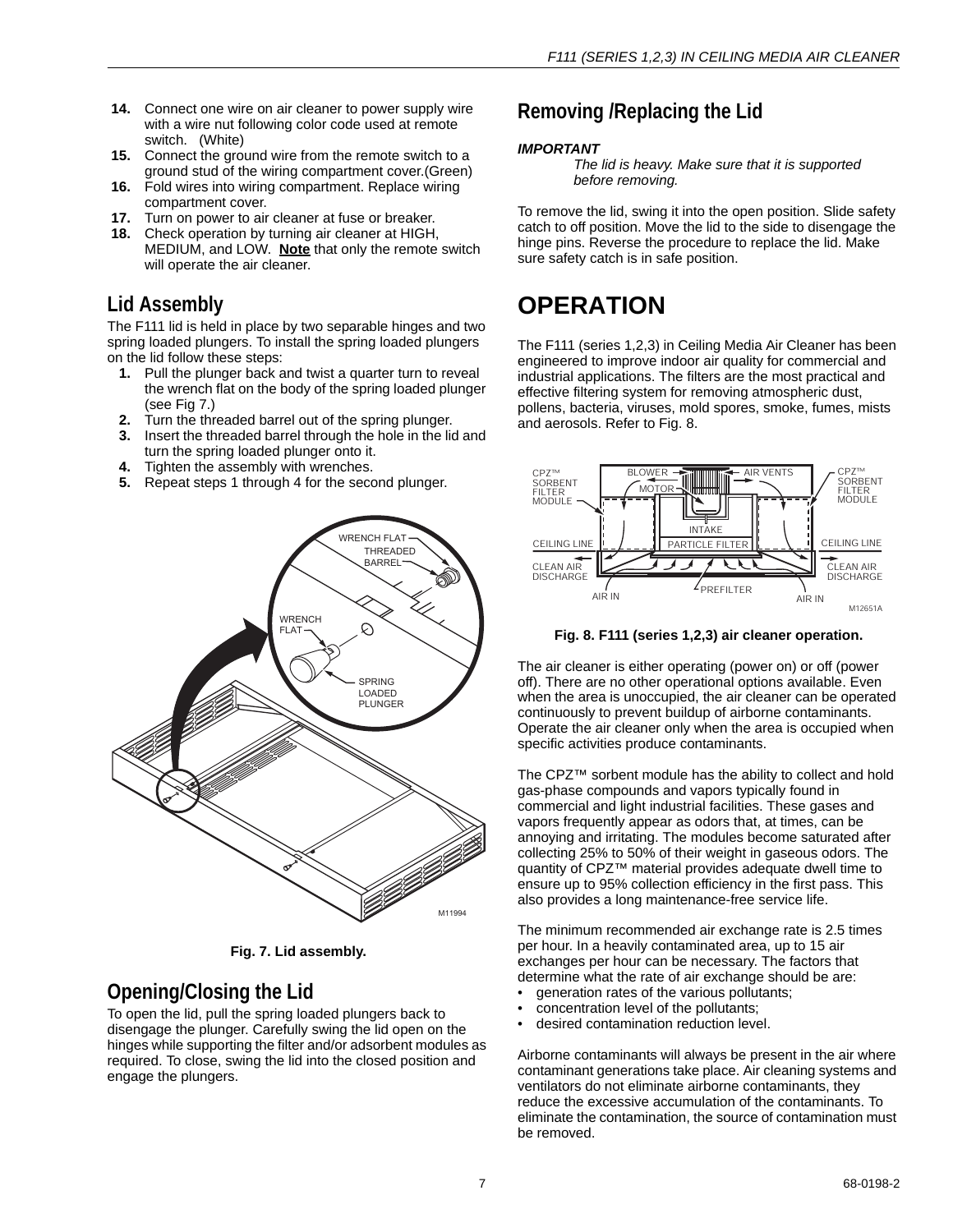14. Connect one wire on air cleaner to power supply wire with a wire nut following color code used at remote switch. (White)
15. Connect the ground wire from the remote switch to a ground stud of the wiring compartment cover.(Green)
16. Fold wires into wiring compartment. Replace wiring compartment cover.
17. Turn on power to air cleaner at fuse or breaker.
18. Check operation by turning air cleaner at HIGH, MEDIUM, and LOW. **Note** that only the remote switch will operate the air cleaner.

## Lid Assembly

The F111 lid is held in place by two separable hinges and two spring loaded plungers. To install the spring loaded plungers on the lid follow these steps:

1. Pull the plunger back and twist a quarter turn to reveal the wrench flat on the body of the spring loaded plunger (see Fig 7.)
2. Turn the threaded barrel out of the spring plunger.
3. Insert the threaded barrel through the hole in the lid and turn the spring loaded plunger onto it.
4. Tighten the assembly with wrenches.
5. Repeat steps 1 through 4 for the second plunger.

**Fig. 7. Lid assembly.**

## Opening/Closing the Lid

To open the lid, pull the spring loaded plungers back to disengage the plunger. Carefully swing the lid open on the hinges while supporting the filter and/or adsorbent modules as required. To close, swing the lid into the closed position and engage the plungers.

## Removing /Replacing the Lid

***IMPORTANT***

*The lid is heavy. Make sure that it is supported before removing.*

To remove the lid, swing it into the open position. Slide safety catch to off position. Move the lid to the side to disengage the hinge pins. Reverse the procedure to replace the lid. Make sure safety catch is in safe position.

# OPERATION

The F111 (series 1,2,3) in Ceiling Media Air Cleaner has been engineered to improve indoor air quality for commercial and industrial applications. The filters are the most practical and effective filtering system for removing atmospheric dust, pollens, bacteria, viruses, mold spores, smoke, fumes, mists and aerosols. Refer to Fig. 8.

**Fig. 8. F111 (series 1,2,3) air cleaner operation.**

The air cleaner is either operating (power on) or off (power off). There are no other operational options available. Even when the area is unoccupied, the air cleaner can be operated continuously to prevent buildup of airborne contaminants. Operate the air cleaner only when the area is occupied when specific activities produce contaminants.

The CPZ™ sorbent module has the ability to collect and hold gas-phase compounds and vapors typically found in commercial and light industrial facilities. These gases and vapors frequently appear as odors that, at times, can be annoying and irritating. The modules become saturated after collecting 25% to 50% of their weight in gaseous odors. The quantity of CPZ™ material provides adequate dwell time to ensure up to 95% collection efficiency in the first pass. This also provides a long maintenance-free service life.

The minimum recommended air exchange rate is 2.5 times per hour. In a heavily contaminated area, up to 15 air exchanges per hour can be necessary. The factors that determine what the rate of air exchange should be are:

- generation rates of the various pollutants;
- concentration level of the pollutants;
- desired contamination reduction level.

Airborne contaminants will always be present in the air where contaminant generations take place. Air cleaning systems and ventilators do not eliminate airborne contaminants, they reduce the excessive accumulation of the contaminants. To eliminate the contamination, the source of contamination must be removed.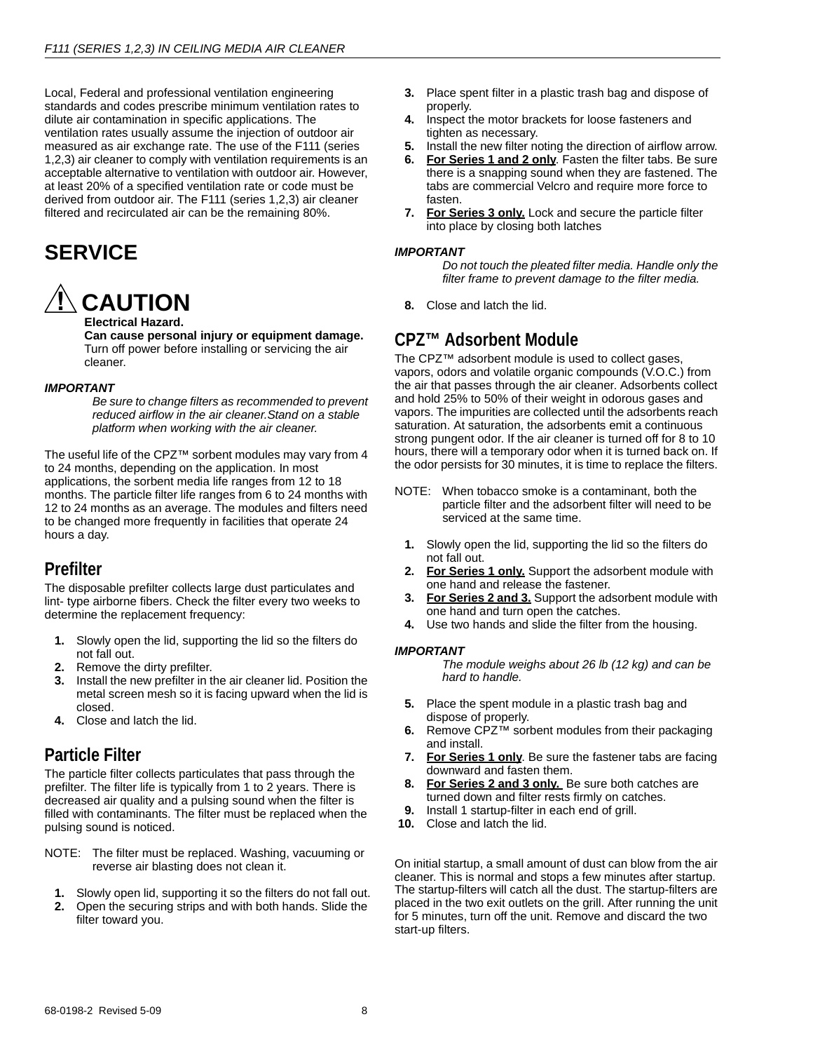Local, Federal and professional ventilation engineering standards and codes prescribe minimum ventilation rates to dilute air contamination in specific applications. The ventilation rates usually assume the injection of outdoor air measured as air exchange rate. The use of the F111 (series 1,2,3) air cleaner to comply with ventilation requirements is an acceptable alternative to ventilation with outdoor air. However, at least 20% of a specified ventilation rate or code must be derived from outdoor air. The F111 (series 1,2,3) air cleaner filtered and recirculated air can be the remaining 80%.

# SERVICE

## ⚠ CAUTION

**Electrical Hazard.**
**Can cause personal injury or equipment damage.**
Turn off power before installing or servicing the air cleaner.

***IMPORTANT***
*Be sure to change filters as recommended to prevent reduced airflow in the air cleaner.Stand on a stable platform when working with the air cleaner.*

The useful life of the CPZ™ sorbent modules may vary from 4 to 24 months, depending on the application. In most applications, the sorbent media life ranges from 12 to 18 months. The particle filter life ranges from 6 to 24 months with 12 to 24 months as an average. The modules and filters need to be changed more frequently in facilities that operate 24 hours a day.

## Prefilter

The disposable prefilter collects large dust particulates and lint- type airborne fibers. Check the filter every two weeks to determine the replacement frequency:

1. Slowly open the lid, supporting the lid so the filters do not fall out.
2. Remove the dirty prefilter.
3. Install the new prefilter in the air cleaner lid. Position the metal screen mesh so it is facing upward when the lid is closed.
4. Close and latch the lid.

## Particle Filter

The particle filter collects particulates that pass through the prefilter. The filter life is typically from 1 to 2 years. There is decreased air quality and a pulsing sound when the filter is filled with contaminants. The filter must be replaced when the pulsing sound is noticed.

NOTE: The filter must be replaced. Washing, vacuuming or reverse air blasting does not clean it.

1. Slowly open lid, supporting it so the filters do not fall out.
2. Open the securing strips and with both hands. Slide the filter toward you.
3. Place spent filter in a plastic trash bag and dispose of properly.
4. Inspect the motor brackets for loose fasteners and tighten as necessary.
5. Install the new filter noting the direction of airflow arrow.
6. **For Series 1 and 2 only**. Fasten the filter tabs. Be sure there is a snapping sound when they are fastened. The tabs are commercial Velcro and require more force to fasten.
7. **For Series 3 only.** Lock and secure the particle filter into place by closing both latches

***IMPORTANT***
*Do not touch the pleated filter media. Handle only the filter frame to prevent damage to the filter media.*

8. Close and latch the lid.

## CPZ™ Adsorbent Module

The CPZ™ adsorbent module is used to collect gases, vapors, odors and volatile organic compounds (V.O.C.) from the air that passes through the air cleaner. Adsorbents collect and hold 25% to 50% of their weight in odorous gases and vapors. The impurities are collected until the adsorbents reach saturation. At saturation, the adsorbents emit a continuous strong pungent odor. If the air cleaner is turned off for 8 to 10 hours, there will a temporary odor when it is turned back on. If the odor persists for 30 minutes, it is time to replace the filters.

NOTE: When tobacco smoke is a contaminant, both the particle filter and the adsorbent filter will need to be serviced at the same time.

1. Slowly open the lid, supporting the lid so the filters do not fall out.
2. **For Series 1 only.** Support the adsorbent module with one hand and release the fastener.
3. **For Series 2 and 3.** Support the adsorbent module with one hand and turn open the catches.
4. Use two hands and slide the filter from the housing.

***IMPORTANT***
*The module weighs about 26 lb (12 kg) and can be hard to handle.*

5. Place the spent module in a plastic trash bag and dispose of properly.
6. Remove CPZ™ sorbent modules from their packaging and install.
7. **For Series 1 only**. Be sure the fastener tabs are facing downward and fasten them.
8. **For Series 2 and 3 only.** Be sure both catches are turned down and filter rests firmly on catches.
9. Install 1 startup-filter in each end of grill.
10. Close and latch the lid.

On initial startup, a small amount of dust can blow from the air cleaner. This is normal and stops a few minutes after startup. The startup-filters will catch all the dust. The startup-filters are placed in the two exit outlets on the grill. After running the unit for 5 minutes, turn off the unit. Remove and discard the two start-up filters.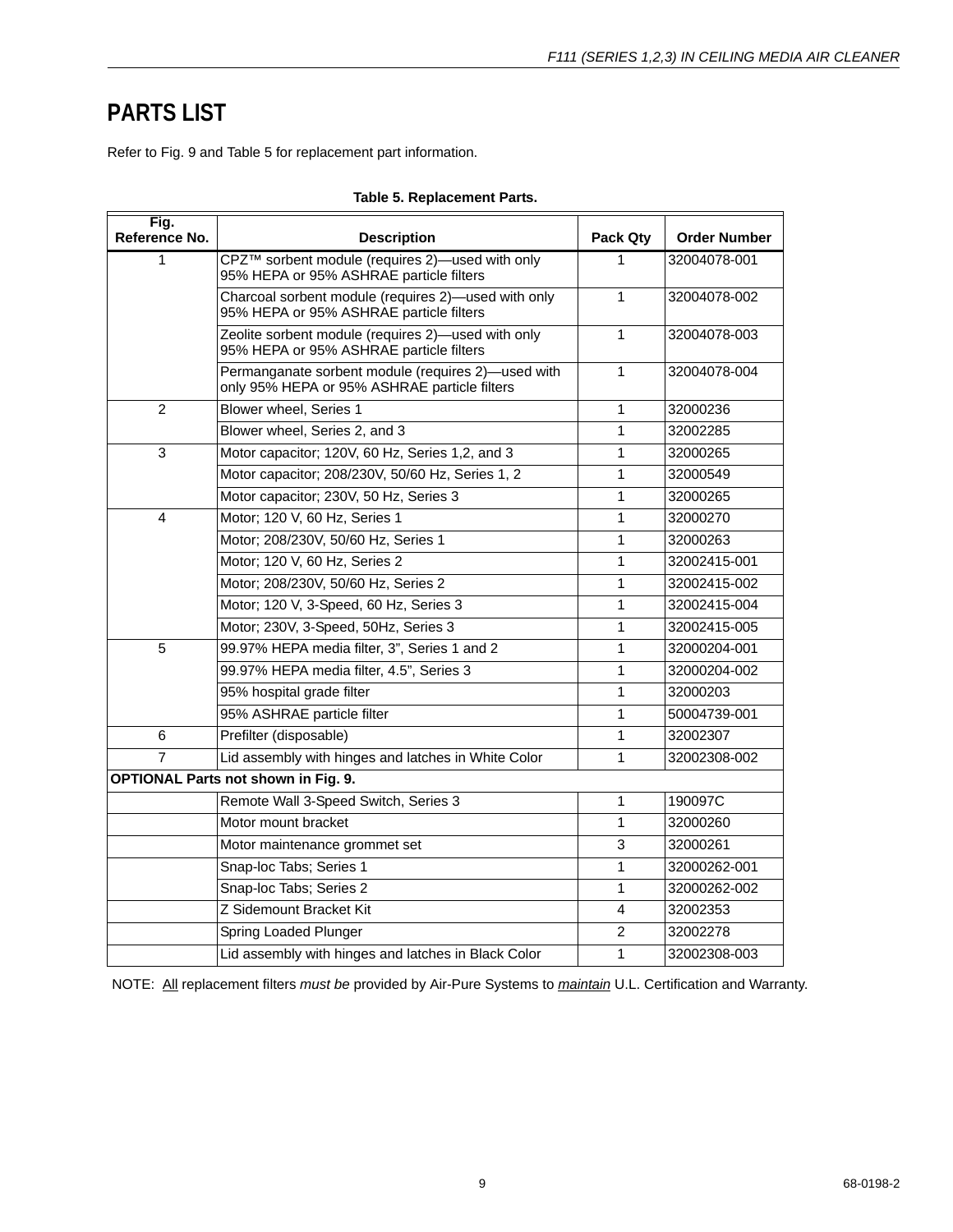# PARTS LIST

Refer to Fig. 9 and Table 5 for replacement part information.

**Table 5. Replacement Parts.**

| Fig. Reference No. | Description | Pack Qty | Order Number |
|---|---|---|---|
| 1 | CPZ™ sorbent module (requires 2)—used with only 95% HEPA or 95% ASHRAE particle filters | 1 | 32004078-001 |
| | Charcoal sorbent module (requires 2)—used with only 95% HEPA or 95% ASHRAE particle filters | 1 | 32004078-002 |
| | Zeolite sorbent module (requires 2)—used with only 95% HEPA or 95% ASHRAE particle filters | 1 | 32004078-003 |
| | Permanganate sorbent module (requires 2)—used with only 95% HEPA or 95% ASHRAE particle filters | 1 | 32004078-004 |
| 2 | Blower wheel, Series 1 | 1 | 32000236 |
| | Blower wheel, Series 2, and 3 | 1 | 32002285 |
| 3 | Motor capacitor; 120V, 60 Hz, Series 1,2, and 3 | 1 | 32000265 |
| | Motor capacitor; 208/230V, 50/60 Hz, Series 1, 2 | 1 | 32000549 |
| | Motor capacitor; 230V, 50 Hz, Series 3 | 1 | 32000265 |
| 4 | Motor; 120 V, 60 Hz, Series 1 | 1 | 32000270 |
| | Motor; 208/230V, 50/60 Hz, Series 1 | 1 | 32000263 |
| | Motor; 120 V, 60 Hz, Series 2 | 1 | 32002415-001 |
| | Motor; 208/230V, 50/60 Hz, Series 2 | 1 | 32002415-002 |
| | Motor; 120 V, 3-Speed, 60 Hz, Series 3 | 1 | 32002415-004 |
| | Motor; 230V, 3-Speed, 50Hz, Series 3 | 1 | 32002415-005 |
| 5 | 99.97% HEPA media filter, 3", Series 1 and 2 | 1 | 32000204-001 |
| | 99.97% HEPA media filter, 4.5", Series 3 | 1 | 32000204-002 |
| | 95% hospital grade filter | 1 | 32000203 |
| | 95% ASHRAE particle filter | 1 | 50004739-001 |
| 6 | Prefilter (disposable) | 1 | 32002307 |
| 7 | Lid assembly with hinges and latches in White Color | 1 | 32002308-002 |
| **OPTIONAL Parts not shown in Fig. 9.** | | | |
| | Remote Wall 3-Speed Switch, Series 3 | 1 | 190097C |
| | Motor mount bracket | 1 | 32000260 |
| | Motor maintenance grommet set | 3 | 32000261 |
| | Snap-loc Tabs; Series 1 | 1 | 32000262-001 |
| | Snap-loc Tabs; Series 2 | 1 | 32000262-002 |
| | Z Sidemount Bracket Kit | 4 | 32002353 |
| | Spring Loaded Plunger | 2 | 32002278 |
| | Lid assembly with hinges and latches in Black Color | 1 | 32002308-003 |

NOTE: All replacement filters *must be* provided by Air-Pure Systems to *maintain* U.L. Certification and Warranty.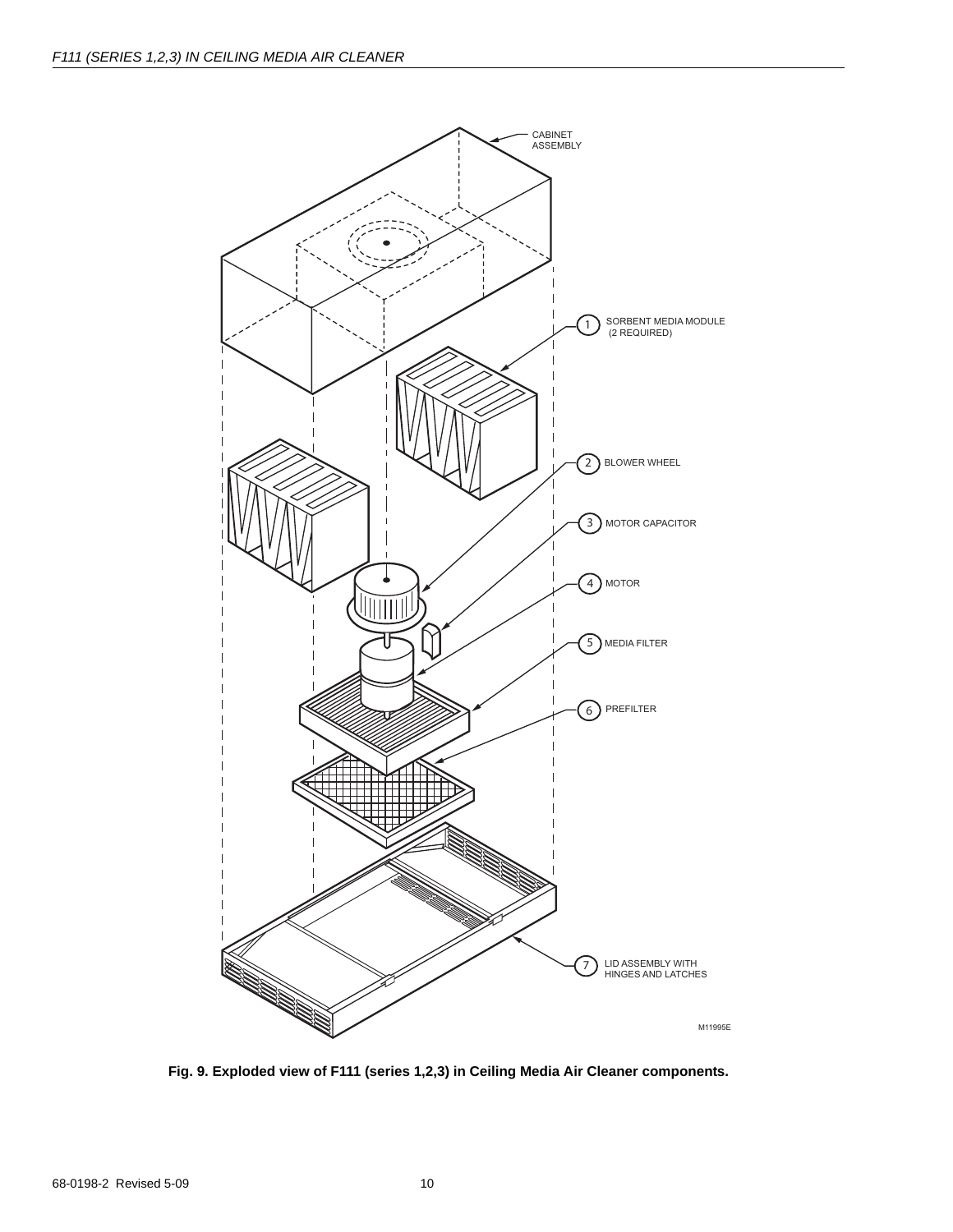CABINET ASSEMBLY

1 SORBENT MEDIA MODULE (2 REQUIRED)

2 BLOWER WHEEL

3 MOTOR CAPACITOR

4 MOTOR

5 MEDIA FILTER

6 PREFILTER

7 LID ASSEMBLY WITH HINGES AND LATCHES

M11995E

**Fig. 9. Exploded view of F111 (series 1,2,3) in Ceiling Media Air Cleaner components.**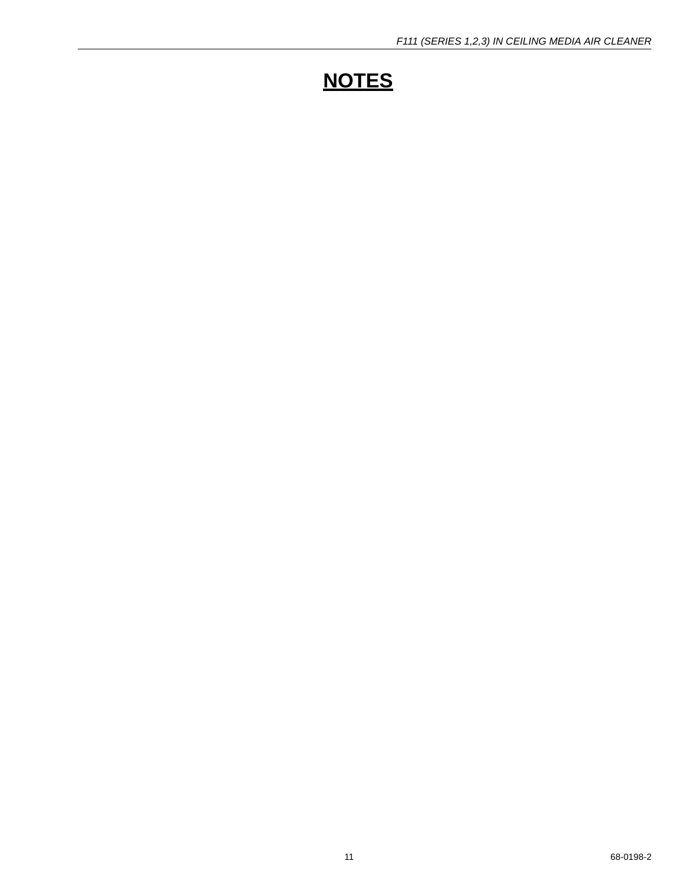# **NOTES**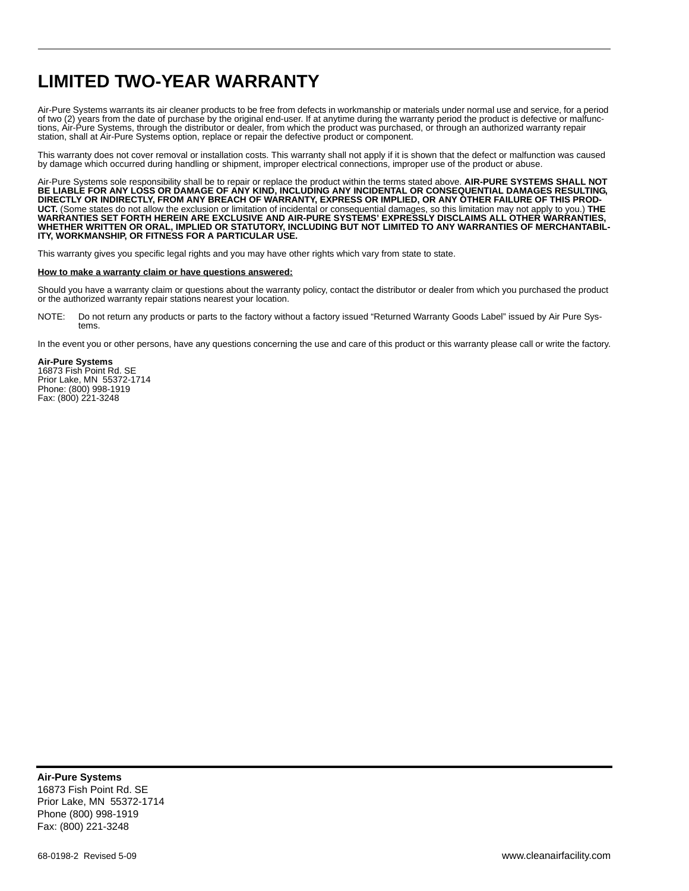# LIMITED TWO-YEAR WARRANTY

Air-Pure Systems warrants its air cleaner products to be free from defects in workmanship or materials under normal use and service, for a period of two (2) years from the date of purchase by the original end-user. If at anytime during the warranty period the product is defective or malfunctions, Air-Pure Systems, through the distributor or dealer, from which the product was purchased, or through an authorized warranty repair station, shall at Air-Pure Systems option, replace or repair the defective product or component.

This warranty does not cover removal or installation costs. This warranty shall not apply if it is shown that the defect or malfunction was caused by damage which occurred during handling or shipment, improper electrical connections, improper use of the product or abuse.

Air-Pure Systems sole responsibility shall be to repair or replace the product within the terms stated above. **AIR-PURE SYSTEMS SHALL NOT BE LIABLE FOR ANY LOSS OR DAMAGE OF ANY KIND, INCLUDING ANY INCIDENTAL OR CONSEQUENTIAL DAMAGES RESULTING, DIRECTLY OR INDIRECTLY, FROM ANY BREACH OF WARRANTY, EXPRESS OR IMPLIED, OR ANY OTHER FAILURE OF THIS PRODUCT.** (Some states do not allow the exclusion or limitation of incidental or consequential damages, so this limitation may not apply to you.) **THE WARRANTIES SET FORTH HEREIN ARE EXCLUSIVE AND AIR-PURE SYSTEMS' EXPRESSLY DISCLAIMS ALL OTHER WARRANTIES, WHETHER WRITTEN OR ORAL, IMPLIED OR STATUTORY, INCLUDING BUT NOT LIMITED TO ANY WARRANTIES OF MERCHANTABILITY, WORKMANSHIP, OR FITNESS FOR A PARTICULAR USE.**

This warranty gives you specific legal rights and you may have other rights which vary from state to state.

**How to make a warranty claim or have questions answered:**

Should you have a warranty claim or questions about the warranty policy, contact the distributor or dealer from which you purchased the product or the authorized warranty repair stations nearest your location.

NOTE: Do not return any products or parts to the factory without a factory issued "Returned Warranty Goods Label" issued by Air Pure Systems.

In the event you or other persons, have any questions concerning the use and care of this product or this warranty please call or write the factory.

**Air-Pure Systems**
16873 Fish Point Rd. SE
Prior Lake, MN 55372-1714
Phone: (800) 998-1919
Fax: (800) 221-3248

**Air-Pure Systems**
16873 Fish Point Rd. SE
Prior Lake, MN 55372-1714
Phone (800) 998-1919
Fax: (800) 221-3248

68-0198-2 Revised 5-09

www.cleanairfacility.com